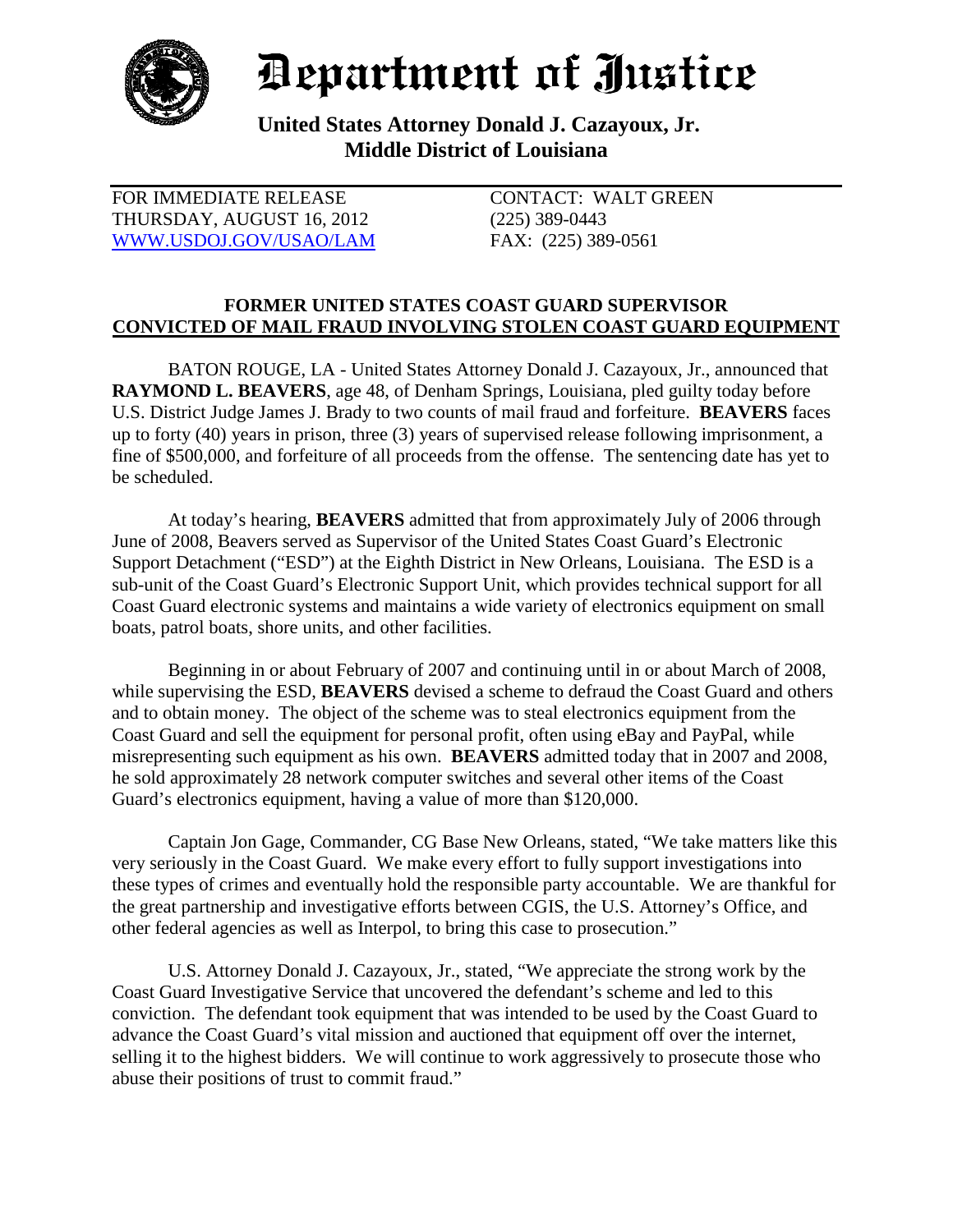# Department of Justice

**United States Attorney Donald J. Cazayoux, Jr.**
**Middle District of Louisiana**

FOR IMMEDIATE RELEASE
THURSDAY, AUGUST 16, 2012
WWW.USDOJ.GOV/USAO/LAM

CONTACT: WALT GREEN
(225) 389-0443
FAX: (225) 389-0561

## FORMER UNITED STATES COAST GUARD SUPERVISOR CONVICTED OF MAIL FRAUD INVOLVING STOLEN COAST GUARD EQUIPMENT

BATON ROUGE, LA - United States Attorney Donald J. Cazayoux, Jr., announced that **RAYMOND L. BEAVERS**, age 48, of Denham Springs, Louisiana, pled guilty today before U.S. District Judge James J. Brady to two counts of mail fraud and forfeiture. **BEAVERS** faces up to forty (40) years in prison, three (3) years of supervised release following imprisonment, a fine of $500,000, and forfeiture of all proceeds from the offense. The sentencing date has yet to be scheduled.

At today's hearing, **BEAVERS** admitted that from approximately July of 2006 through June of 2008, Beavers served as Supervisor of the United States Coast Guard's Electronic Support Detachment ("ESD") at the Eighth District in New Orleans, Louisiana. The ESD is a sub-unit of the Coast Guard's Electronic Support Unit, which provides technical support for all Coast Guard electronic systems and maintains a wide variety of electronics equipment on small boats, patrol boats, shore units, and other facilities.

Beginning in or about February of 2007 and continuing until in or about March of 2008, while supervising the ESD, **BEAVERS** devised a scheme to defraud the Coast Guard and others and to obtain money. The object of the scheme was to steal electronics equipment from the Coast Guard and sell the equipment for personal profit, often using eBay and PayPal, while misrepresenting such equipment as his own. **BEAVERS** admitted today that in 2007 and 2008, he sold approximately 28 network computer switches and several other items of the Coast Guard's electronics equipment, having a value of more than $120,000.

Captain Jon Gage, Commander, CG Base New Orleans, stated, "We take matters like this very seriously in the Coast Guard. We make every effort to fully support investigations into these types of crimes and eventually hold the responsible party accountable. We are thankful for the great partnership and investigative efforts between CGIS, the U.S. Attorney's Office, and other federal agencies as well as Interpol, to bring this case to prosecution."

U.S. Attorney Donald J. Cazayoux, Jr., stated, "We appreciate the strong work by the Coast Guard Investigative Service that uncovered the defendant's scheme and led to this conviction. The defendant took equipment that was intended to be used by the Coast Guard to advance the Coast Guard's vital mission and auctioned that equipment off over the internet, selling it to the highest bidders. We will continue to work aggressively to prosecute those who abuse their positions of trust to commit fraud."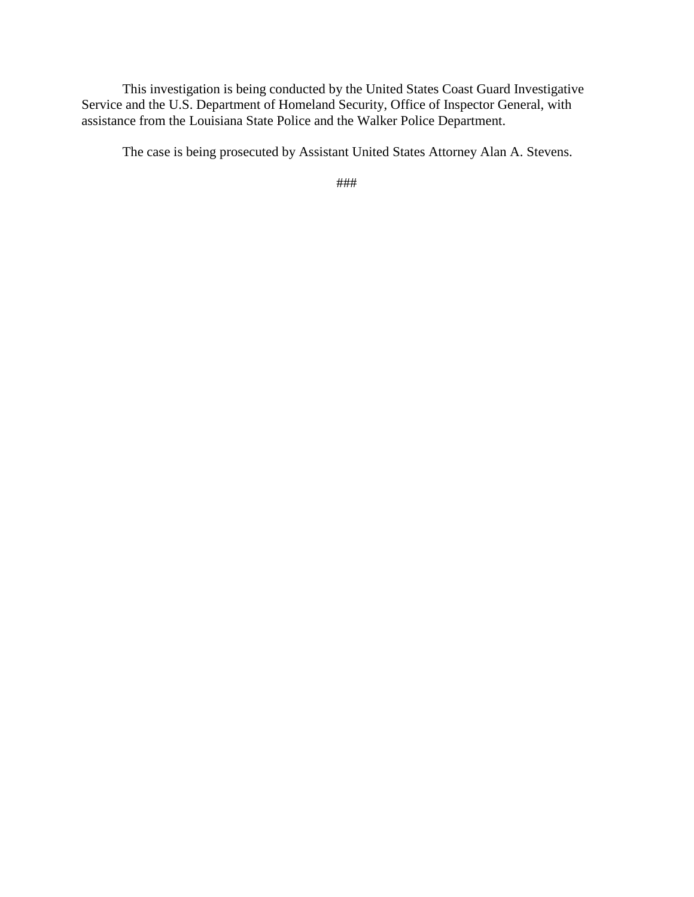This investigation is being conducted by the United States Coast Guard Investigative Service and the U.S. Department of Homeland Security, Office of Inspector General, with assistance from the Louisiana State Police and the Walker Police Department.

The case is being prosecuted by Assistant United States Attorney Alan A. Stevens.

###